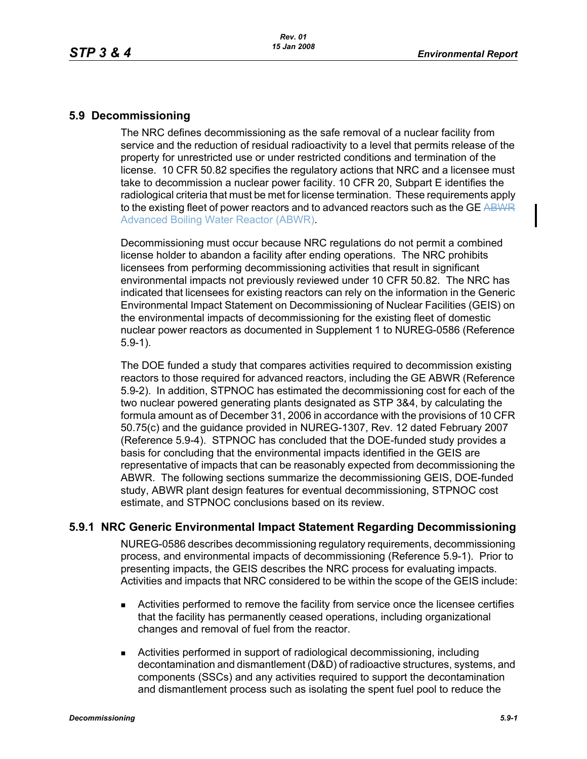## 5.9 Decommissioning

The NRC defines decommissioning as the safe removal of a nuclear facility from service and the reduction of residual radioactivity to a level that permits release of the property for unrestricted use or under restricted conditions and termination of the license. 10 CFR 50.82 specifies the regulatory actions that NRC and a licensee must take to decommission a nuclear power facility. 10 CFR 20, Subpart E identifies the radiological criteria that must be met for license termination. These requirements apply to the existing fleet of power reactors and to advanced reactors such as the GE ~~ABWR~~ Advanced Boiling Water Reactor (ABWR).

Decommissioning must occur because NRC regulations do not permit a combined license holder to abandon a facility after ending operations. The NRC prohibits licensees from performing decommissioning activities that result in significant environmental impacts not previously reviewed under 10 CFR 50.82. The NRC has indicated that licensees for existing reactors can rely on the information in the Generic Environmental Impact Statement on Decommissioning of Nuclear Facilities (GEIS) on the environmental impacts of decommissioning for the existing fleet of domestic nuclear power reactors as documented in Supplement 1 to NUREG-0586 (Reference 5.9-1).

The DOE funded a study that compares activities required to decommission existing reactors to those required for advanced reactors, including the GE ABWR (Reference 5.9-2). In addition, STPNOC has estimated the decommissioning cost for each of the two nuclear powered generating plants designated as STP 3&4, by calculating the formula amount as of December 31, 2006 in accordance with the provisions of 10 CFR 50.75(c) and the guidance provided in NUREG-1307, Rev. 12 dated February 2007 (Reference 5.9-4). STPNOC has concluded that the DOE-funded study provides a basis for concluding that the environmental impacts identified in the GEIS are representative of impacts that can be reasonably expected from decommissioning the ABWR. The following sections summarize the decommissioning GEIS, DOE-funded study, ABWR plant design features for eventual decommissioning, STPNOC cost estimate, and STPNOC conclusions based on its review.

### 5.9.1 NRC Generic Environmental Impact Statement Regarding Decommissioning

NUREG-0586 describes decommissioning regulatory requirements, decommissioning process, and environmental impacts of decommissioning (Reference 5.9-1). Prior to presenting impacts, the GEIS describes the NRC process for evaluating impacts. Activities and impacts that NRC considered to be within the scope of the GEIS include:

- Activities performed to remove the facility from service once the licensee certifies that the facility has permanently ceased operations, including organizational changes and removal of fuel from the reactor.
- Activities performed in support of radiological decommissioning, including decontamination and dismantlement (D&D) of radioactive structures, systems, and components (SSCs) and any activities required to support the decontamination and dismantlement process such as isolating the spent fuel pool to reduce the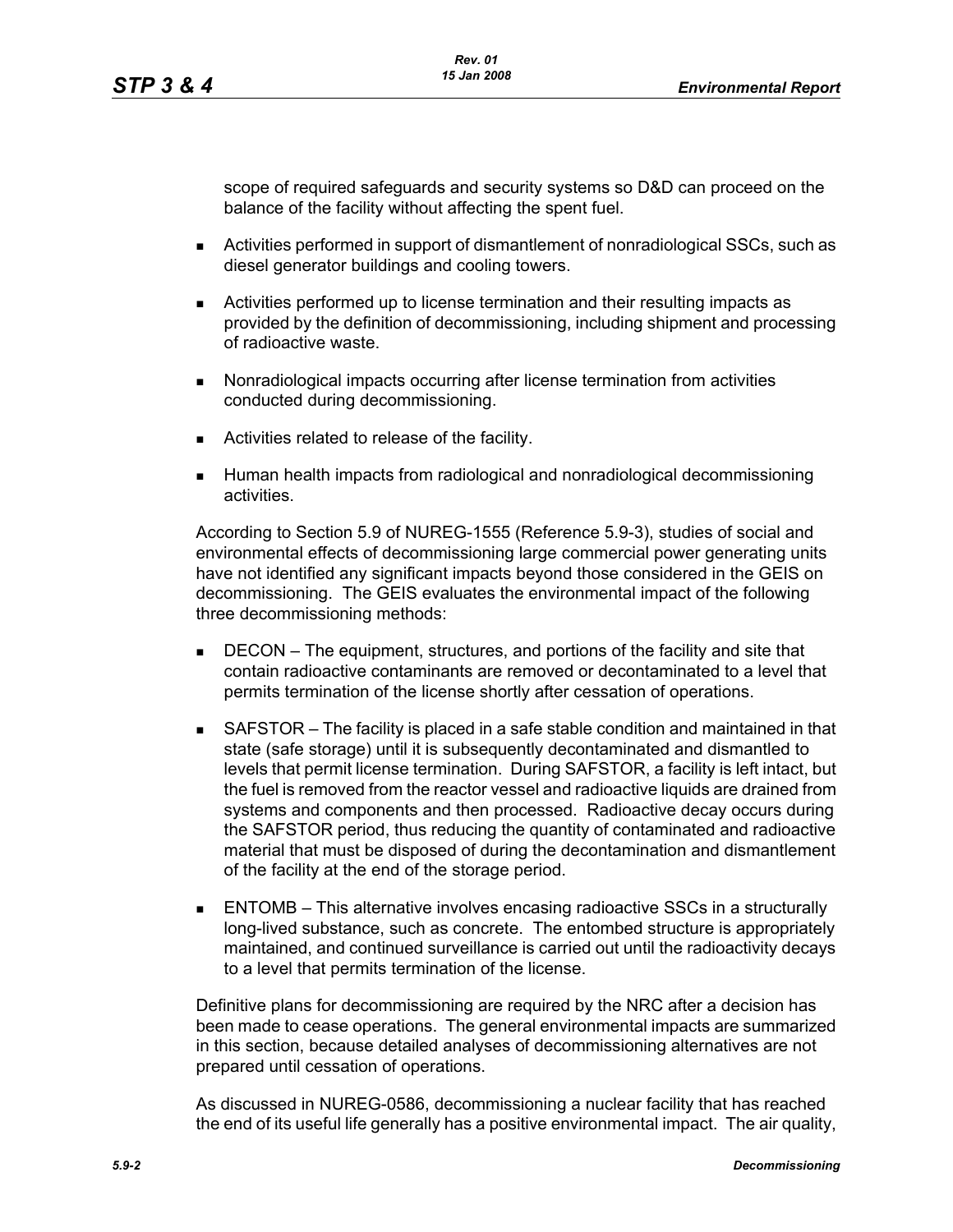scope of required safeguards and security systems so D&D can proceed on the balance of the facility without affecting the spent fuel.

- Activities performed in support of dismantlement of nonradiological SSCs, such as diesel generator buildings and cooling towers.
- Activities performed up to license termination and their resulting impacts as provided by the definition of decommissioning, including shipment and processing of radioactive waste.
- Nonradiological impacts occurring after license termination from activities conducted during decommissioning.
- Activities related to release of the facility.
- Human health impacts from radiological and nonradiological decommissioning activities.

According to Section 5.9 of NUREG-1555 (Reference 5.9-3), studies of social and environmental effects of decommissioning large commercial power generating units have not identified any significant impacts beyond those considered in the GEIS on decommissioning. The GEIS evaluates the environmental impact of the following three decommissioning methods:

- DECON – The equipment, structures, and portions of the facility and site that contain radioactive contaminants are removed or decontaminated to a level that permits termination of the license shortly after cessation of operations.
- SAFSTOR – The facility is placed in a safe stable condition and maintained in that state (safe storage) until it is subsequently decontaminated and dismantled to levels that permit license termination. During SAFSTOR, a facility is left intact, but the fuel is removed from the reactor vessel and radioactive liquids are drained from systems and components and then processed. Radioactive decay occurs during the SAFSTOR period, thus reducing the quantity of contaminated and radioactive material that must be disposed of during the decontamination and dismantlement of the facility at the end of the storage period.
- ENTOMB – This alternative involves encasing radioactive SSCs in a structurally long-lived substance, such as concrete. The entombed structure is appropriately maintained, and continued surveillance is carried out until the radioactivity decays to a level that permits termination of the license.

Definitive plans for decommissioning are required by the NRC after a decision has been made to cease operations. The general environmental impacts are summarized in this section, because detailed analyses of decommissioning alternatives are not prepared until cessation of operations.

As discussed in NUREG-0586, decommissioning a nuclear facility that has reached the end of its useful life generally has a positive environmental impact. The air quality,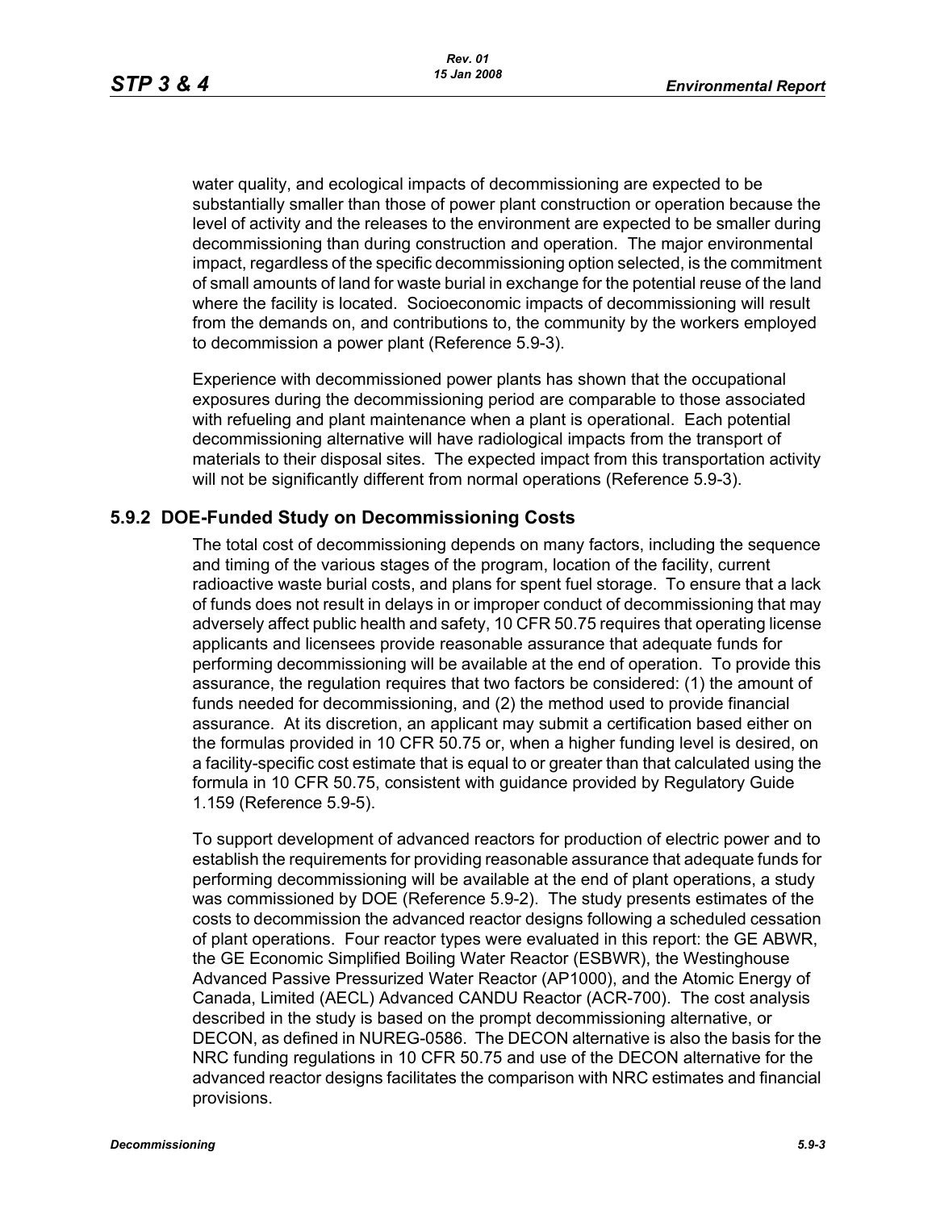water quality, and ecological impacts of decommissioning are expected to be substantially smaller than those of power plant construction or operation because the level of activity and the releases to the environment are expected to be smaller during decommissioning than during construction and operation. The major environmental impact, regardless of the specific decommissioning option selected, is the commitment of small amounts of land for waste burial in exchange for the potential reuse of the land where the facility is located. Socioeconomic impacts of decommissioning will result from the demands on, and contributions to, the community by the workers employed to decommission a power plant (Reference 5.9-3).

Experience with decommissioned power plants has shown that the occupational exposures during the decommissioning period are comparable to those associated with refueling and plant maintenance when a plant is operational. Each potential decommissioning alternative will have radiological impacts from the transport of materials to their disposal sites. The expected impact from this transportation activity will not be significantly different from normal operations (Reference 5.9-3).

## 5.9.2 DOE-Funded Study on Decommissioning Costs

The total cost of decommissioning depends on many factors, including the sequence and timing of the various stages of the program, location of the facility, current radioactive waste burial costs, and plans for spent fuel storage. To ensure that a lack of funds does not result in delays in or improper conduct of decommissioning that may adversely affect public health and safety, 10 CFR 50.75 requires that operating license applicants and licensees provide reasonable assurance that adequate funds for performing decommissioning will be available at the end of operation. To provide this assurance, the regulation requires that two factors be considered: (1) the amount of funds needed for decommissioning, and (2) the method used to provide financial assurance. At its discretion, an applicant may submit a certification based either on the formulas provided in 10 CFR 50.75 or, when a higher funding level is desired, on a facility-specific cost estimate that is equal to or greater than that calculated using the formula in 10 CFR 50.75, consistent with guidance provided by Regulatory Guide 1.159 (Reference 5.9-5).

To support development of advanced reactors for production of electric power and to establish the requirements for providing reasonable assurance that adequate funds for performing decommissioning will be available at the end of plant operations, a study was commissioned by DOE (Reference 5.9-2). The study presents estimates of the costs to decommission the advanced reactor designs following a scheduled cessation of plant operations. Four reactor types were evaluated in this report: the GE ABWR, the GE Economic Simplified Boiling Water Reactor (ESBWR), the Westinghouse Advanced Passive Pressurized Water Reactor (AP1000), and the Atomic Energy of Canada, Limited (AECL) Advanced CANDU Reactor (ACR-700). The cost analysis described in the study is based on the prompt decommissioning alternative, or DECON, as defined in NUREG-0586. The DECON alternative is also the basis for the NRC funding regulations in 10 CFR 50.75 and use of the DECON alternative for the advanced reactor designs facilitates the comparison with NRC estimates and financial provisions.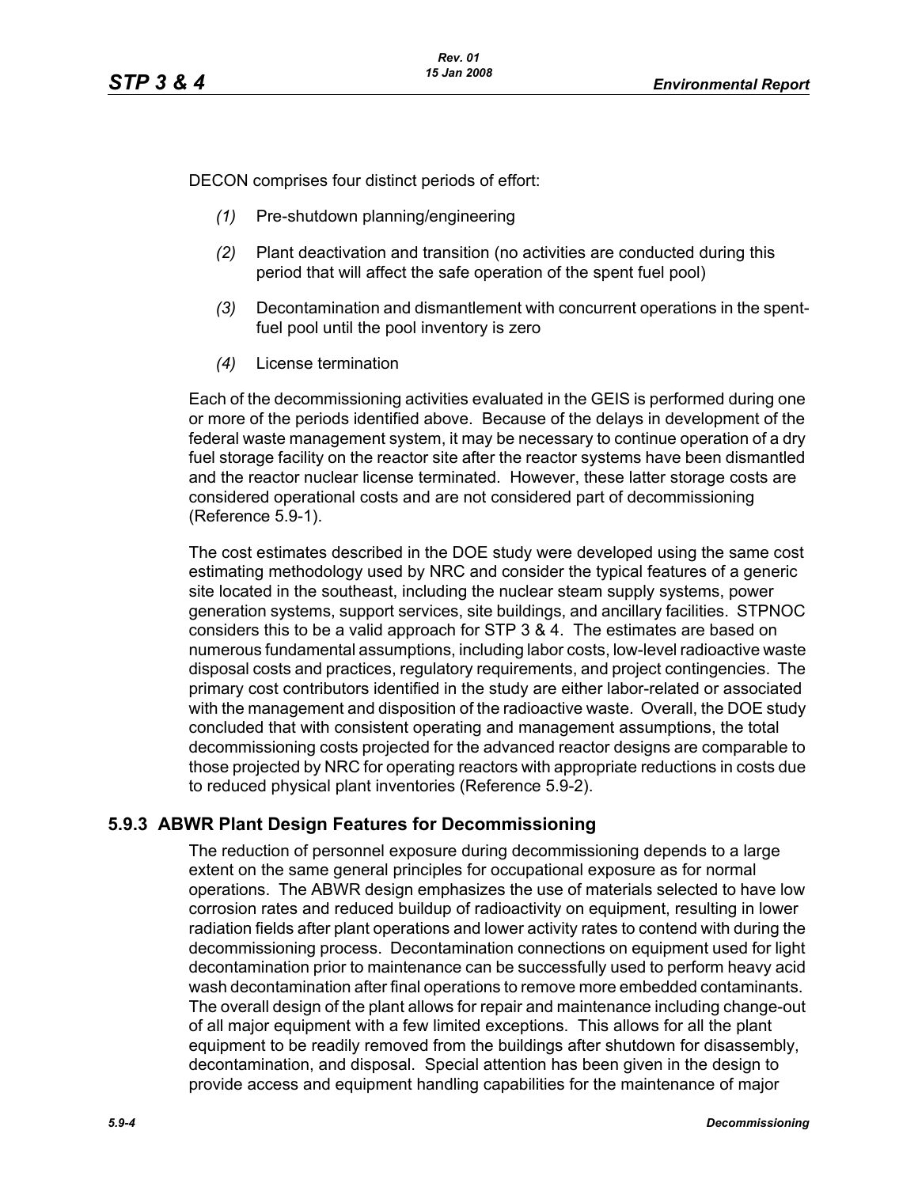DECON comprises four distinct periods of effort:

*(1)* Pre-shutdown planning/engineering

*(2)* Plant deactivation and transition (no activities are conducted during this period that will affect the safe operation of the spent fuel pool)

*(3)* Decontamination and dismantlement with concurrent operations in the spent-fuel pool until the pool inventory is zero

*(4)* License termination

Each of the decommissioning activities evaluated in the GEIS is performed during one or more of the periods identified above. Because of the delays in development of the federal waste management system, it may be necessary to continue operation of a dry fuel storage facility on the reactor site after the reactor systems have been dismantled and the reactor nuclear license terminated. However, these latter storage costs are considered operational costs and are not considered part of decommissioning (Reference 5.9-1).

The cost estimates described in the DOE study were developed using the same cost estimating methodology used by NRC and consider the typical features of a generic site located in the southeast, including the nuclear steam supply systems, power generation systems, support services, site buildings, and ancillary facilities. STPNOC considers this to be a valid approach for STP 3 & 4. The estimates are based on numerous fundamental assumptions, including labor costs, low-level radioactive waste disposal costs and practices, regulatory requirements, and project contingencies. The primary cost contributors identified in the study are either labor-related or associated with the management and disposition of the radioactive waste. Overall, the DOE study concluded that with consistent operating and management assumptions, the total decommissioning costs projected for the advanced reactor designs are comparable to those projected by NRC for operating reactors with appropriate reductions in costs due to reduced physical plant inventories (Reference 5.9-2).

## 5.9.3 ABWR Plant Design Features for Decommissioning

The reduction of personnel exposure during decommissioning depends to a large extent on the same general principles for occupational exposure as for normal operations. The ABWR design emphasizes the use of materials selected to have low corrosion rates and reduced buildup of radioactivity on equipment, resulting in lower radiation fields after plant operations and lower activity rates to contend with during the decommissioning process. Decontamination connections on equipment used for light decontamination prior to maintenance can be successfully used to perform heavy acid wash decontamination after final operations to remove more embedded contaminants. The overall design of the plant allows for repair and maintenance including change-out of all major equipment with a few limited exceptions. This allows for all the plant equipment to be readily removed from the buildings after shutdown for disassembly, decontamination, and disposal. Special attention has been given in the design to provide access and equipment handling capabilities for the maintenance of major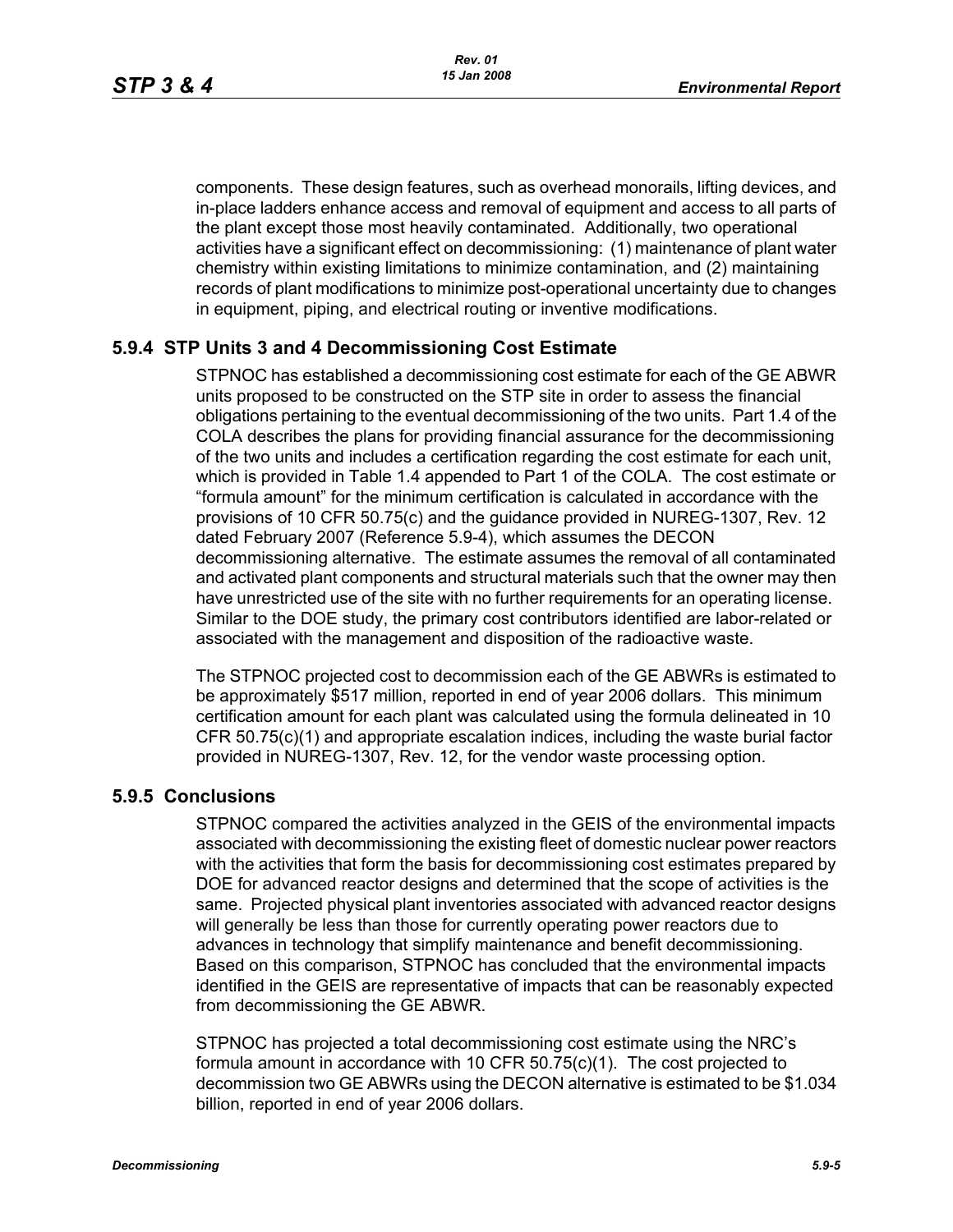components. These design features, such as overhead monorails, lifting devices, and in-place ladders enhance access and removal of equipment and access to all parts of the plant except those most heavily contaminated. Additionally, two operational activities have a significant effect on decommissioning: (1) maintenance of plant water chemistry within existing limitations to minimize contamination, and (2) maintaining records of plant modifications to minimize post-operational uncertainty due to changes in equipment, piping, and electrical routing or inventive modifications.

### 5.9.4 STP Units 3 and 4 Decommissioning Cost Estimate

STPNOC has established a decommissioning cost estimate for each of the GE ABWR units proposed to be constructed on the STP site in order to assess the financial obligations pertaining to the eventual decommissioning of the two units. Part 1.4 of the COLA describes the plans for providing financial assurance for the decommissioning of the two units and includes a certification regarding the cost estimate for each unit, which is provided in Table 1.4 appended to Part 1 of the COLA. The cost estimate or "formula amount" for the minimum certification is calculated in accordance with the provisions of 10 CFR 50.75(c) and the guidance provided in NUREG-1307, Rev. 12 dated February 2007 (Reference 5.9-4), which assumes the DECON decommissioning alternative. The estimate assumes the removal of all contaminated and activated plant components and structural materials such that the owner may then have unrestricted use of the site with no further requirements for an operating license. Similar to the DOE study, the primary cost contributors identified are labor-related or associated with the management and disposition of the radioactive waste.

The STPNOC projected cost to decommission each of the GE ABWRs is estimated to be approximately $517 million, reported in end of year 2006 dollars. This minimum certification amount for each plant was calculated using the formula delineated in 10 CFR 50.75(c)(1) and appropriate escalation indices, including the waste burial factor provided in NUREG-1307, Rev. 12, for the vendor waste processing option.

### 5.9.5 Conclusions

STPNOC compared the activities analyzed in the GEIS of the environmental impacts associated with decommissioning the existing fleet of domestic nuclear power reactors with the activities that form the basis for decommissioning cost estimates prepared by DOE for advanced reactor designs and determined that the scope of activities is the same. Projected physical plant inventories associated with advanced reactor designs will generally be less than those for currently operating power reactors due to advances in technology that simplify maintenance and benefit decommissioning. Based on this comparison, STPNOC has concluded that the environmental impacts identified in the GEIS are representative of impacts that can be reasonably expected from decommissioning the GE ABWR.

STPNOC has projected a total decommissioning cost estimate using the NRC's formula amount in accordance with 10 CFR 50.75(c)(1). The cost projected to decommission two GE ABWRs using the DECON alternative is estimated to be $1.034 billion, reported in end of year 2006 dollars.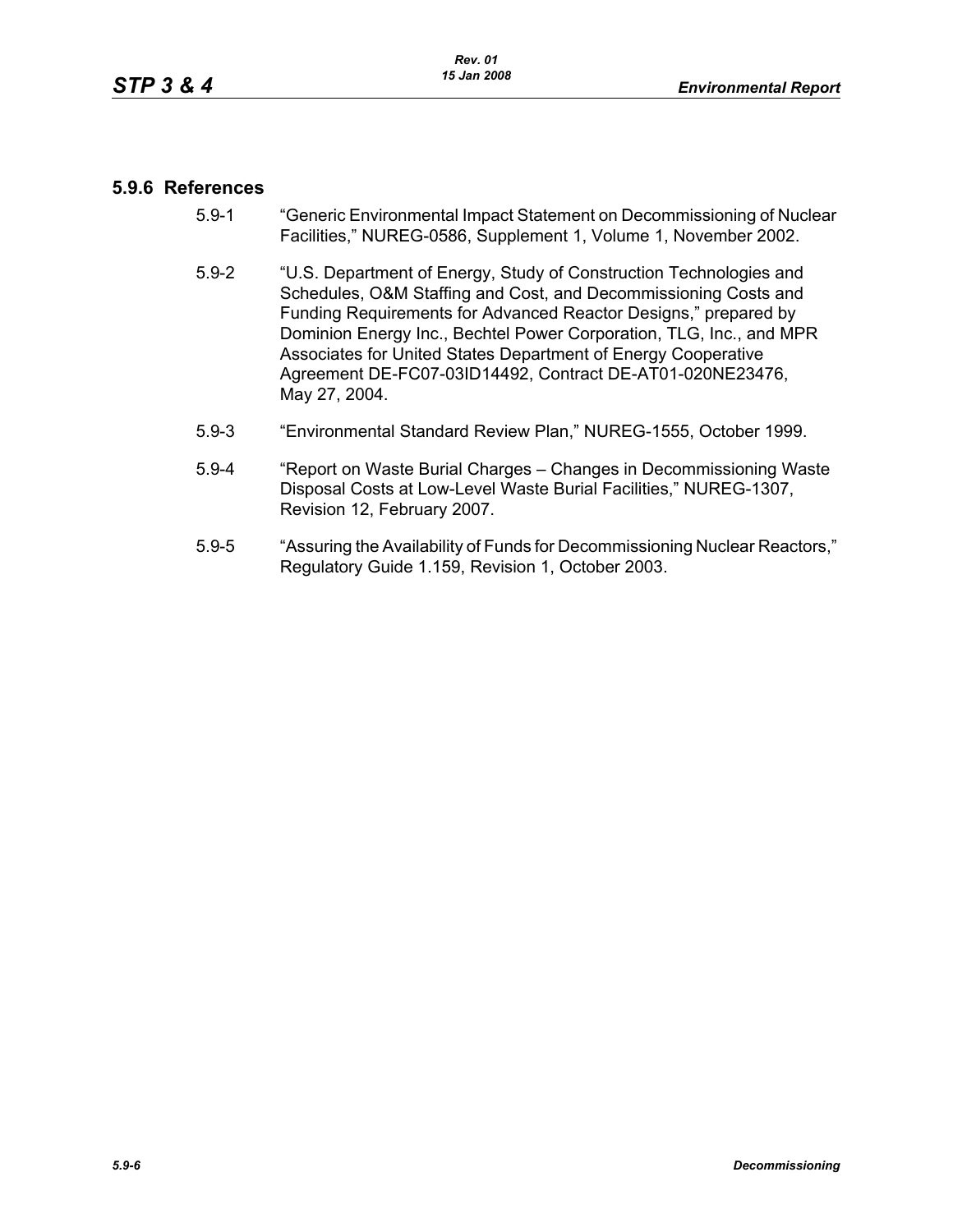### 5.9.6 References

5.9-1 "Generic Environmental Impact Statement on Decommissioning of Nuclear Facilities," NUREG-0586, Supplement 1, Volume 1, November 2002.

5.9-2 "U.S. Department of Energy, Study of Construction Technologies and Schedules, O&M Staffing and Cost, and Decommissioning Costs and Funding Requirements for Advanced Reactor Designs," prepared by Dominion Energy Inc., Bechtel Power Corporation, TLG, Inc., and MPR Associates for United States Department of Energy Cooperative Agreement DE-FC07-03ID14492, Contract DE-AT01-020NE23476, May 27, 2004.

5.9-3 "Environmental Standard Review Plan," NUREG-1555, October 1999.

5.9-4 "Report on Waste Burial Charges – Changes in Decommissioning Waste Disposal Costs at Low-Level Waste Burial Facilities," NUREG-1307, Revision 12, February 2007.

5.9-5 "Assuring the Availability of Funds for Decommissioning Nuclear Reactors," Regulatory Guide 1.159, Revision 1, October 2003.